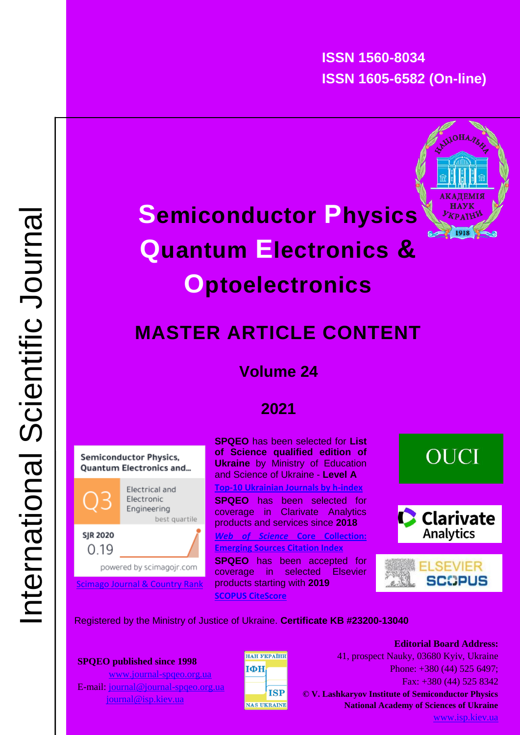International Scientific Journal

**ISSN 1560-8034**
**ISSN 1605-6582 (On-line)**

# Semiconductor Physics Quantum Electronics & Optoelectronics

## MASTER ARTICLE CONTENT

### Volume 24

### 2021

Semiconductor Physics, Quantum Electronics and...

Q3 Electrical and Electronic Engineering best quartile

SJR 2020
0.19

powered by scimagojr.com

Scimago Journal & Country Rank

**SPQEO** has been selected for **List of Science qualified edition of Ukraine** by Ministry of Education and Science of Ukraine - **Level A**

**Top-10 Ukrainian Journals by h-index**

**SPQEO** has been selected for coverage in Clarivate Analytics products and services since **2018**

***Web of Science* Core Collection: Emerging Sources Citation Index**

**SPQEO** has been accepted for coverage in selected Elsevier products starting with **2019**

**SCOPUS CiteScore**

OUCI

Clarivate Analytics

ELSEVIER SCOPUS

Registered by the Ministry of Justice of Ukraine. **Certificate KB #23200-13040**

**SPQEO published since 1998**
www.journal-spqeo.org.ua
E-mail: journal@journal-spqeo.org.ua
journal@isp.kiev.ua

**Editorial Board Address:**
41, prospect Nauky, 03680 Kyiv, Ukraine
Phone: +380 (44) 525 6497;
Fax: +380 (44) 525 8342
**© V. Lashkaryov Institute of Semiconductor Physics**
**National Academy of Sciences of Ukraine**
www.isp.kiev.ua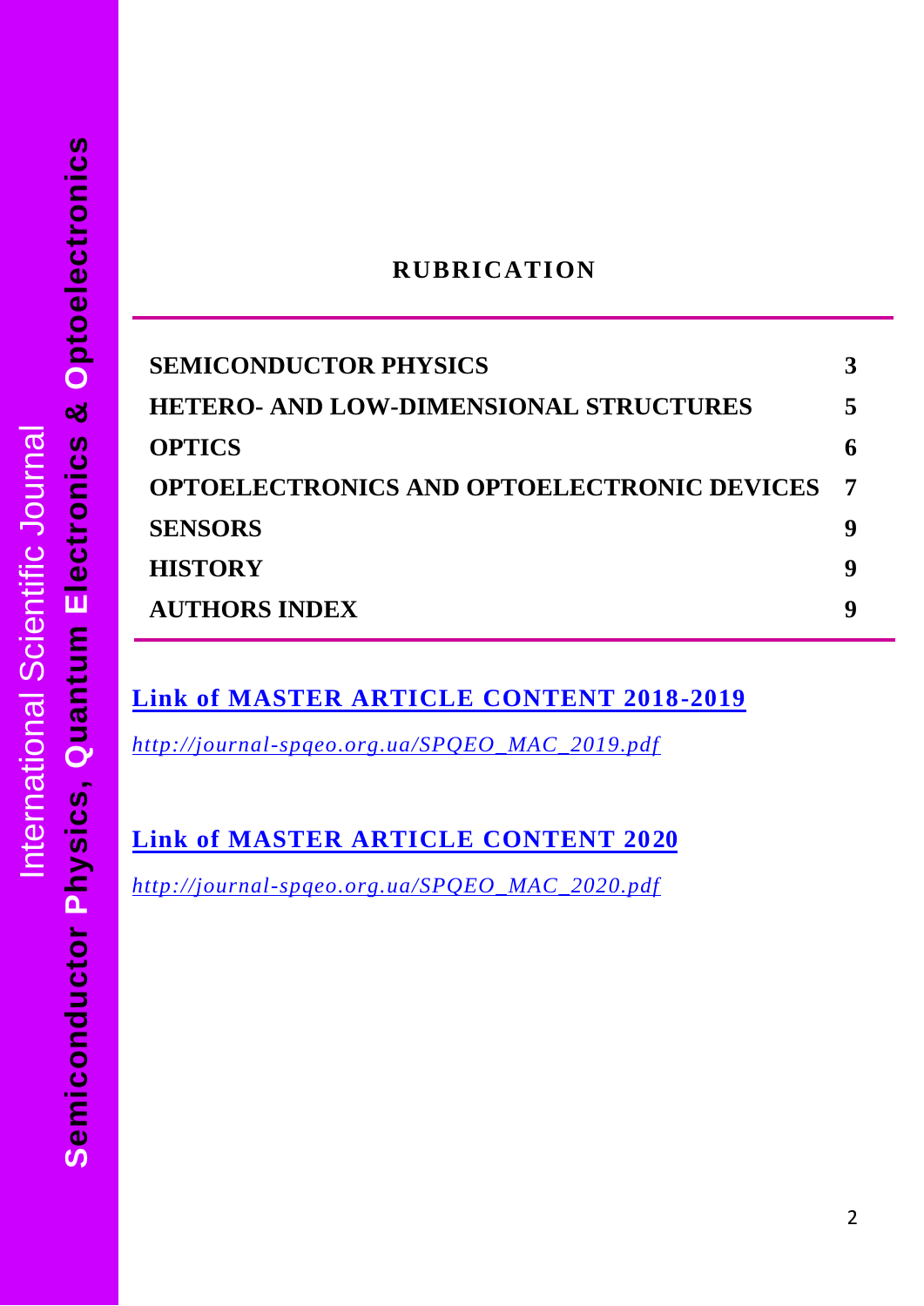## RUBRICATION

| | |
|---|---|
| **SEMICONDUCTOR PHYSICS** | **3** |
| **HETERO- AND LOW-DIMENSIONAL STRUCTURES** | **5** |
| **OPTICS** | **6** |
| **OPTOELECTRONICS AND OPTOELECTRONIC DEVICES** | **7** |
| **SENSORS** | **9** |
| **HISTORY** | **9** |
| **AUTHORS INDEX** | **9** |

**Link of MASTER ARTICLE CONTENT 2018-2019**

*http://journal-spqeo.org.ua/SPQEO_MAC_2019.pdf*

**Link of MASTER ARTICLE CONTENT 2020**

*http://journal-spqeo.org.ua/SPQEO_MAC_2020.pdf*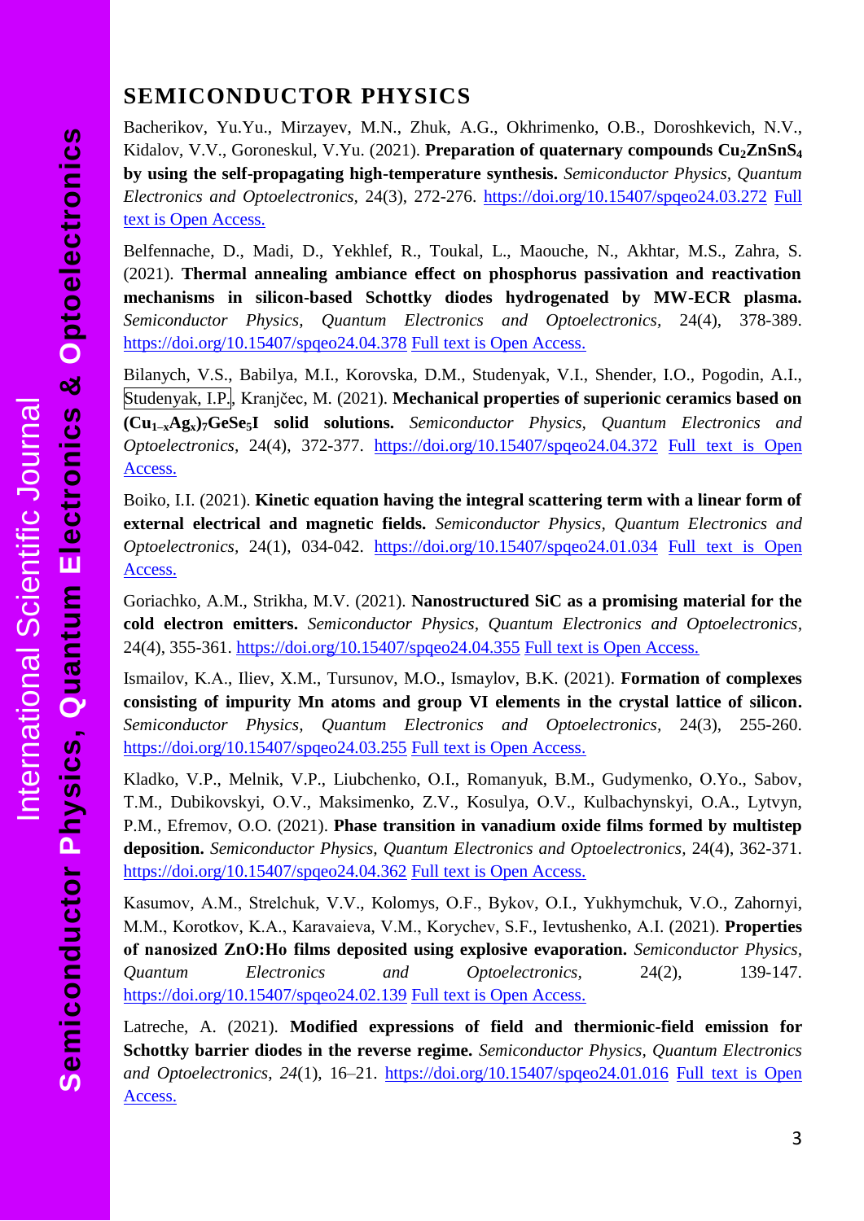## SEMICONDUCTOR PHYSICS

Bacherikov, Yu.Yu., Mirzayev, M.N., Zhuk, A.G., Okhrimenko, O.B., Doroshkevich, N.V., Kidalov, V.V., Goroneskul, V.Yu. (2021). **Preparation of quaternary compounds $Cu_2ZnSnS_4$ by using the self-propagating high-temperature synthesis.** *Semiconductor Physics, Quantum Electronics and Optoelectronics*, 24(3), 272-276. https://doi.org/10.15407/spqeo24.03.272 Full text is Open Access.

Belfennache, D., Madi, D., Yekhlef, R., Toukal, L., Maouche, N., Akhtar, M.S., Zahra, S. (2021). **Thermal annealing ambiance effect on phosphorus passivation and reactivation mechanisms in silicon-based Schottky diodes hydrogenated by MW-ECR plasma.** *Semiconductor Physics, Quantum Electronics and Optoelectronics*, 24(4), 378-389. https://doi.org/10.15407/spqeo24.04.378 Full text is Open Access.

Bilanych, V.S., Babilya, M.I., Korovska, D.M., Studenyak, V.I., Shender, I.O., Pogodin, A.I., Studenyak, I.P., Kranjčec, M. (2021). **Mechanical properties of superionic ceramics based on $(Cu_{1-x}Ag_x)_7GeSe_5I$ solid solutions.** *Semiconductor Physics, Quantum Electronics and Optoelectronics*, 24(4), 372-377. https://doi.org/10.15407/spqeo24.04.372 Full text is Open Access.

Boiko, I.I. (2021). **Kinetic equation having the integral scattering term with a linear form of external electrical and magnetic fields.** *Semiconductor Physics, Quantum Electronics and Optoelectronics*, 24(1), 034-042. https://doi.org/10.15407/spqeo24.01.034 Full text is Open Access.

Goriachko, A.M., Strikha, M.V. (2021). **Nanostructured SiC as a promising material for the cold electron emitters.** *Semiconductor Physics, Quantum Electronics and Optoelectronics*, 24(4), 355-361. https://doi.org/10.15407/spqeo24.04.355 Full text is Open Access.

Ismailov, K.A., Iliev, X.M., Tursunov, M.O., Ismaylov, B.K. (2021). **Formation of complexes consisting of impurity Mn atoms and group VI elements in the crystal lattice of silicon.** *Semiconductor Physics, Quantum Electronics and Optoelectronics*, 24(3), 255-260. https://doi.org/10.15407/spqeo24.03.255 Full text is Open Access.

Kladko, V.P., Melnik, V.P., Liubchenko, O.I., Romanyuk, B.M., Gudymenko, O.Yo., Sabov, T.M., Dubikovskyi, O.V., Maksimenko, Z.V., Kosulya, O.V., Kulbachynskyi, O.A., Lytvyn, P.M., Efremov, O.O. (2021). **Phase transition in vanadium oxide films formed by multistep deposition.** *Semiconductor Physics, Quantum Electronics and Optoelectronics*, 24(4), 362-371. https://doi.org/10.15407/spqeo24.04.362 Full text is Open Access.

Kasumov, A.M., Strelchuk, V.V., Kolomys, O.F., Bykov, O.I., Yukhymchuk, V.O., Zahornyi, M.M., Korotkov, K.A., Karavaieva, V.M., Korychev, S.F., Ievtushenko, A.I. (2021). **Properties of nanosized ZnO:Ho films deposited using explosive evaporation.** *Semiconductor Physics, Quantum Electronics and Optoelectronics*, 24(2), 139-147. https://doi.org/10.15407/spqeo24.02.139 Full text is Open Access.

Latreche, A. (2021). **Modified expressions of field and thermionic-field emission for Schottky barrier diodes in the reverse regime.** *Semiconductor Physics, Quantum Electronics and Optoelectronics*, *24*(1), 16–21. https://doi.org/10.15407/spqeo24.01.016 Full text is Open Access.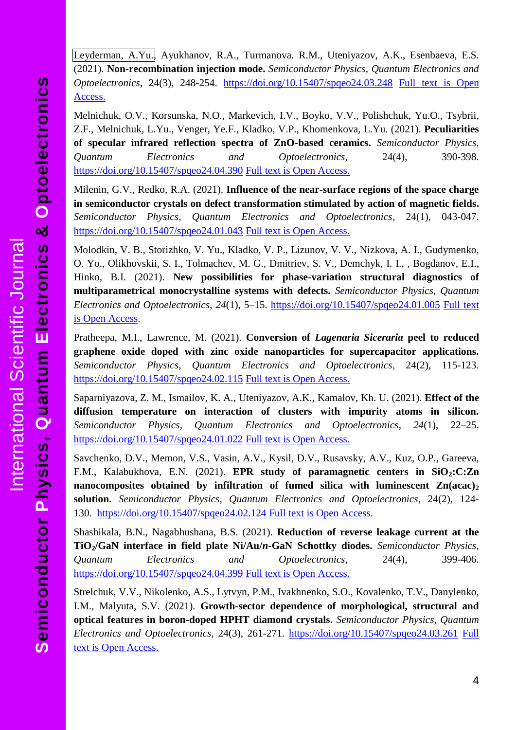Leyderman, A.Yu., Ayukhanov, R.A., Turmanova. R.M., Uteniyazov, A.K., Esenbaeva, E.S. (2021). **Non-recombination injection mode.** *Semiconductor Physics, Quantum Electronics and Optoelectronics*, 24(3), 248-254. https://doi.org/10.15407/spqeo24.03.248 Full text is Open Access.

Melnichuk, O.V., Korsunska, N.O., Markevich, I.V., Boyko, V.V., Polishchuk, Yu.O., Tsybrii, Z.F., Melnichuk, L.Yu., Venger, Ye.F., Kladko, V.P., Khomenkova, L.Yu. (2021). **Peculiarities of specular infrared reflection spectra of ZnO-based ceramics.** *Semiconductor Physics, Quantum Electronics and Optoelectronics*, 24(4), 390-398. https://doi.org/10.15407/spqeo24.04.390 Full text is Open Access.

Milenin, G.V., Redko, R.A. (2021). **Influence of the near-surface regions of the space charge in semiconductor crystals on defect transformation stimulated by action of magnetic fields.** *Semiconductor Physics, Quantum Electronics and Optoelectronics*, 24(1), 043-047. https://doi.org/10.15407/spqeo24.01.043 Full text is Open Access.

Molodkin, V. B., Storizhko, V. Yu., Kladko, V. P., Lizunov, V. V., Nizkova, A. I., Gudymenko, O. Yo., Olikhovskii, S. I., Tolmachev, M. G., Dmitriev, S. V., Demchyk, I. I., , Bogdanov, E.I., Hinko, B.I. (2021). **New possibilities for phase-variation structural diagnostics of multiparametrical monocrystalline systems with defects.** *Semiconductor Physics, Quantum Electronics and Optoelectronics*, *24*(1), 5–15. https://doi.org/10.15407/spqeo24.01.005 Full text is Open Access.

Pratheepa, M.I., Lawrence, M. (2021). **Conversion of *Lagenaria Siceraria* peel to reduced graphene oxide doped with zinc oxide nanoparticles for supercapacitor applications.** *Semiconductor Physics, Quantum Electronics and Optoelectronics*, 24(2), 115-123. https://doi.org/10.15407/spqeo24.02.115 Full text is Open Access.

Saparniyazova, Z. M., Ismailov, K. A., Uteniyazov, A.K., Kamalov, Kh. U. (2021). **Effect of the diffusion temperature on interaction of clusters with impurity atoms in silicon.** *Semiconductor Physics, Quantum Electronics and Optoelectronics*, *24*(1), 22–25. https://doi.org/10.15407/spqeo24.01.022 Full text is Open Access.

Savchenko, D.V., Memon, V.S., Vasin, A.V., Kysil, D.V., Rusavsky, A.V., Kuz, O.P., Gareeva, F.M., Kalabukhova, E.N. (2021). **EPR study of paramagnetic centers in $SiO_2$:C:Zn nanocomposites obtained by infiltration of fumed silica with luminescent $Zn(acac)_2$ solution.** *Semiconductor Physics, Quantum Electronics and Optoelectronics*, 24(2), 124-130. https://doi.org/10.15407/spqeo24.02.124 Full text is Open Access.

Shashikala, B.N., Nagabhushana, B.S. (2021). **Reduction of reverse leakage current at the $TiO_2$/GaN interface in field plate Ni/Au/*n*-GaN Schottky diodes.** *Semiconductor Physics, Quantum Electronics and Optoelectronics*, 24(4), 399-406. https://doi.org/10.15407/spqeo24.04.399 Full text is Open Access.

Strelchuk, V.V., Nikolenko, A.S., Lytvyn, P.M., Ivakhnenko, S.O., Kovalenko, T.V., Danylenko, I.M., Malyuta, S.V. (2021). **Growth-sector dependence of morphological, structural and optical features in boron-doped HPHT diamond crystals.** *Semiconductor Physics, Quantum Electronics and Optoelectronics*, 24(3), 261-271. https://doi.org/10.15407/spqeo24.03.261 Full text is Open Access.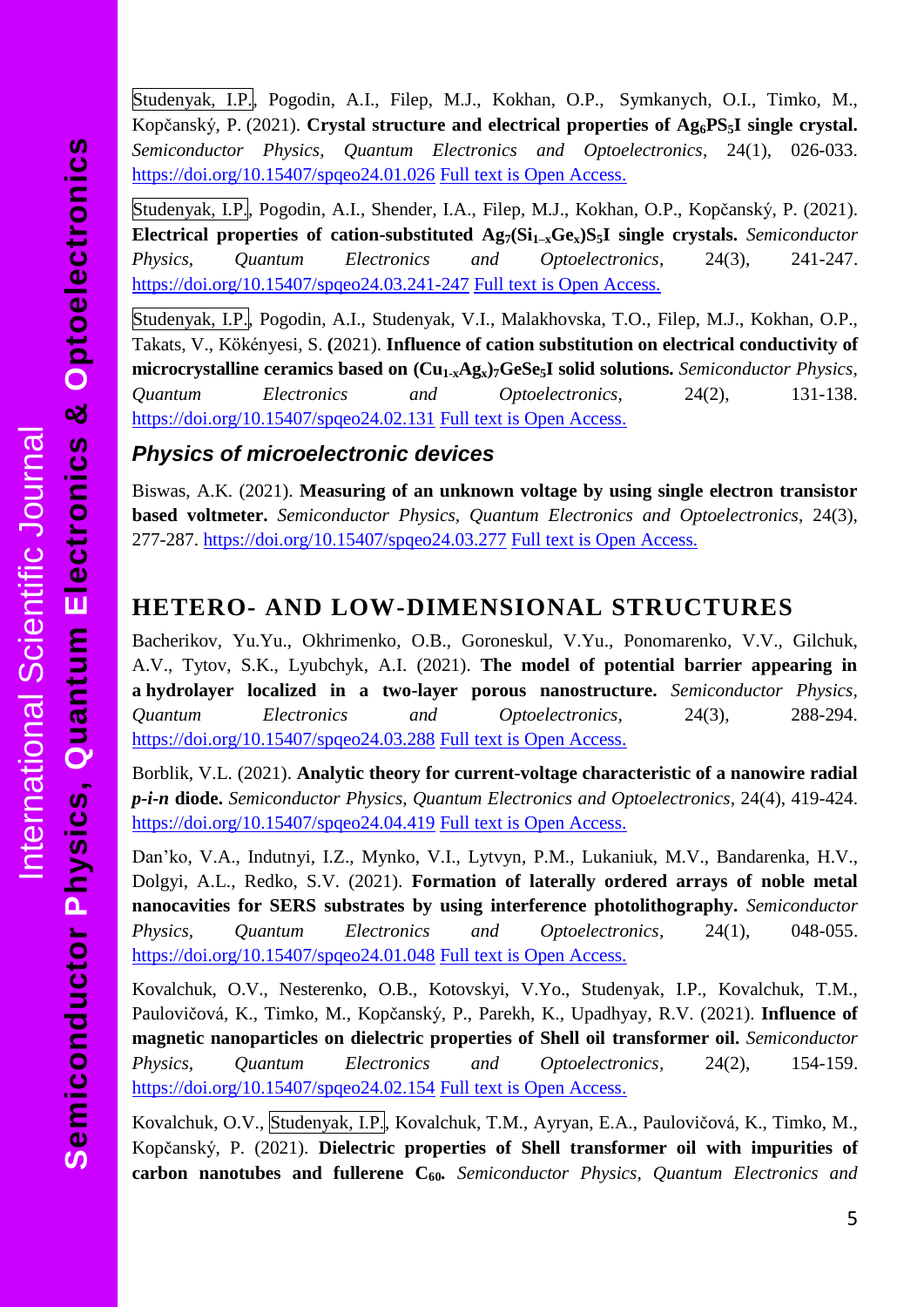Studenyak, I.P., Pogodin, A.I., Filep, M.J., Kokhan, O.P., Symkanych, O.I., Timko, M., Kopčanský, P. (2021). **Crystal structure and electrical properties of $Ag_6PS_5I$ single crystal.** *Semiconductor Physics, Quantum Electronics and Optoelectronics*, 24(1), 026-033. https://doi.org/10.15407/spqeo24.01.026 Full text is Open Access.

Studenyak, I.P., Pogodin, A.I., Shender, I.A., Filep, M.J., Kokhan, O.P., Kopčanský, P. (2021). **Electrical properties of cation-substituted $Ag_7(Si_{1-x}Ge_x)S_5I$ single crystals.** *Semiconductor Physics, Quantum Electronics and Optoelectronics*, 24(3), 241-247. https://doi.org/10.15407/spqeo24.03.241-247 Full text is Open Access.

Studenyak, I.P., Pogodin, A.I., Studenyak, V.I., Malakhovska, T.O., Filep, M.J., Kokhan, O.P., Takats, V., Kökényesi, S. (2021). **Influence of cation substitution on electrical conductivity of microcrystalline ceramics based on $(Cu_{1-x}Ag_x)_7GeSe_5I$ solid solutions.** *Semiconductor Physics, Quantum Electronics and Optoelectronics*, 24(2), 131-138. https://doi.org/10.15407/spqeo24.02.131 Full text is Open Access.

### *Physics of microelectronic devices*

Biswas, A.K. (2021). **Measuring of an unknown voltage by using single electron transistor based voltmeter.** *Semiconductor Physics, Quantum Electronics and Optoelectronics*, 24(3), 277-287. https://doi.org/10.15407/spqeo24.03.277 Full text is Open Access.

## HETERO- AND LOW-DIMENSIONAL STRUCTURES

Bacherikov, Yu.Yu., Okhrimenko, O.B., Goroneskul, V.Yu., Ponomarenko, V.V., Gilchuk, A.V., Tytov, S.K., Lyubchyk, A.I. (2021). **The model of potential barrier appearing in a hydrolayer localized in a two-layer porous nanostructure.** *Semiconductor Physics, Quantum Electronics and Optoelectronics*, 24(3), 288-294. https://doi.org/10.15407/spqeo24.03.288 Full text is Open Access.

Borblik, V.L. (2021). **Analytic theory for current-voltage characteristic of a nanowire radial *p-i-n* diode.** *Semiconductor Physics, Quantum Electronics and Optoelectronics*, 24(4), 419-424. https://doi.org/10.15407/spqeo24.04.419 Full text is Open Access.

Dan'ko, V.A., Indutnyi, I.Z., Mynko, V.I., Lytvyn, P.M., Lukaniuk, M.V., Bandarenka, H.V., Dolgyi, A.L., Redko, S.V. (2021). **Formation of laterally ordered arrays of noble metal nanocavities for SERS substrates by using interference photolithography.** *Semiconductor Physics, Quantum Electronics and Optoelectronics*, 24(1), 048-055. https://doi.org/10.15407/spqeo24.01.048 Full text is Open Access.

Kovalchuk, O.V., Nesterenko, O.B., Kotovskyi, V.Yo., Studenyak, I.P., Kovalchuk, T.M., Paulovičová, K., Timko, M., Kopčanský, P., Parekh, K., Upadhyay, R.V. (2021). **Influence of magnetic nanoparticles on dielectric properties of Shell oil transformer oil.** *Semiconductor Physics, Quantum Electronics and Optoelectronics*, 24(2), 154-159. https://doi.org/10.15407/spqeo24.02.154 Full text is Open Access.

Kovalchuk, O.V., Studenyak, I.P., Kovalchuk, T.M., Ayryan, E.A., Paulovičová, K., Timko, M., Kopčanský, P. (2021). **Dielectric properties of Shell transformer oil with impurities of carbon nanotubes and fullerene $C_{60}$.** *Semiconductor Physics, Quantum Electronics and*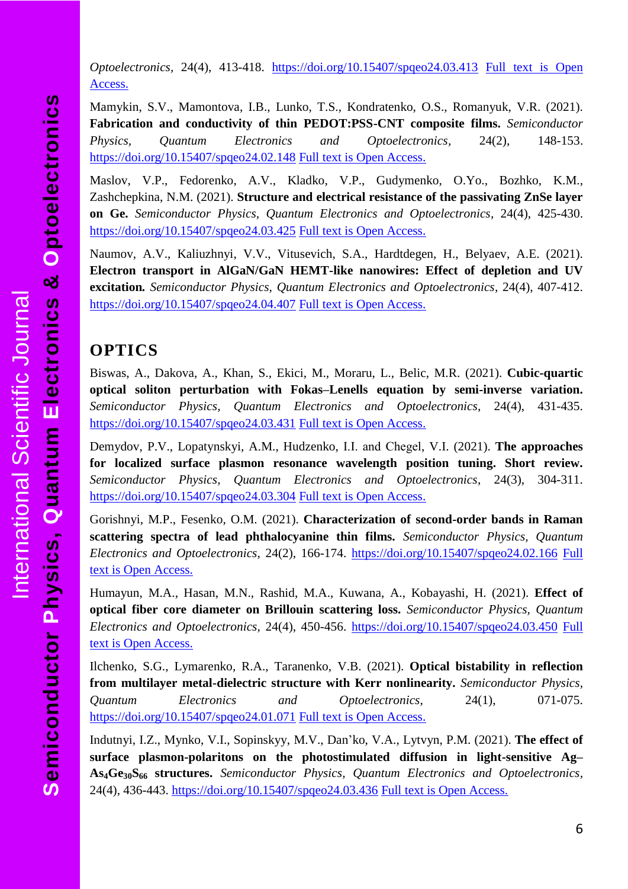*Optoelectronics*, 24(4), 413-418. https://doi.org/10.15407/spqeo24.03.413 Full text is Open Access.

Mamykin, S.V., Mamontova, I.B., Lunko, T.S., Kondratenko, O.S., Romanyuk, V.R. (2021). **Fabrication and conductivity of thin PEDOT:PSS-CNT composite films.** *Semiconductor Physics, Quantum Electronics and Optoelectronics*, 24(2), 148-153. https://doi.org/10.15407/spqeo24.02.148 Full text is Open Access.

Maslov, V.P., Fedorenko, A.V., Kladko, V.P., Gudymenko, O.Yo., Bozhko, K.M., Zashchepkina, N.M. (2021). **Structure and electrical resistance of the passivating ZnSe layer on Ge.** *Semiconductor Physics, Quantum Electronics and Optoelectronics*, 24(4), 425-430. https://doi.org/10.15407/spqeo24.03.425 Full text is Open Access.

Naumov, A.V., Kaliuzhnyi, V.V., Vitusevich, S.A., Hardtdegen, H., Belyaev, A.E. (2021). **Electron transport in AlGaN/GaN HEMT-like nanowires: Effect of depletion and UV excitation.** *Semiconductor Physics, Quantum Electronics and Optoelectronics*, 24(4), 407-412. https://doi.org/10.15407/spqeo24.04.407 Full text is Open Access.

## OPTICS

Biswas, A., Dakova, A., Khan, S., Ekici, M., Moraru, L., Belic, M.R. (2021). **Cubic-quartic optical soliton perturbation with Fokas–Lenells equation by semi-inverse variation.** *Semiconductor Physics, Quantum Electronics and Optoelectronics*, 24(4), 431-435. https://doi.org/10.15407/spqeo24.03.431 Full text is Open Access.

Demydov, P.V., Lopatynskyi, A.M., Hudzenko, I.I. and Chegel, V.I. (2021). **The approaches for localized surface plasmon resonance wavelength position tuning. Short review.** *Semiconductor Physics, Quantum Electronics and Optoelectronics*, 24(3), 304-311. https://doi.org/10.15407/spqeo24.03.304 Full text is Open Access.

Gorishnyi, M.P., Fesenko, O.M. (2021). **Characterization of second-order bands in Raman scattering spectra of lead phthalocyanine thin films.** *Semiconductor Physics, Quantum Electronics and Optoelectronics*, 24(2), 166-174. https://doi.org/10.15407/spqeo24.02.166 Full text is Open Access.

Humayun, M.A., Hasan, M.N., Rashid, M.A., Kuwana, A., Kobayashi, H. (2021). **Effect of optical fiber core diameter on Brillouin scattering loss.** *Semiconductor Physics, Quantum Electronics and Optoelectronics*, 24(4), 450-456. https://doi.org/10.15407/spqeo24.03.450 Full text is Open Access.

Ilchenko, S.G., Lymarenko, R.A., Taranenko, V.B. (2021). **Optical bistability in reflection from multilayer metal-dielectric structure with Kerr nonlinearity.** *Semiconductor Physics, Quantum Electronics and Optoelectronics*, 24(1), 071-075. https://doi.org/10.15407/spqeo24.01.071 Full text is Open Access.

Indutnyi, I.Z., Mynko, V.I., Sopinskyy, M.V., Dan'ko, V.A., Lytvyn, P.M. (2021). **The effect of surface plasmon-polaritons on the photostimulated diffusion in light-sensitive Ag–$As_4Ge_{30}S_{66}$ structures.** *Semiconductor Physics, Quantum Electronics and Optoelectronics*, 24(4), 436-443. https://doi.org/10.15407/spqeo24.03.436 Full text is Open Access.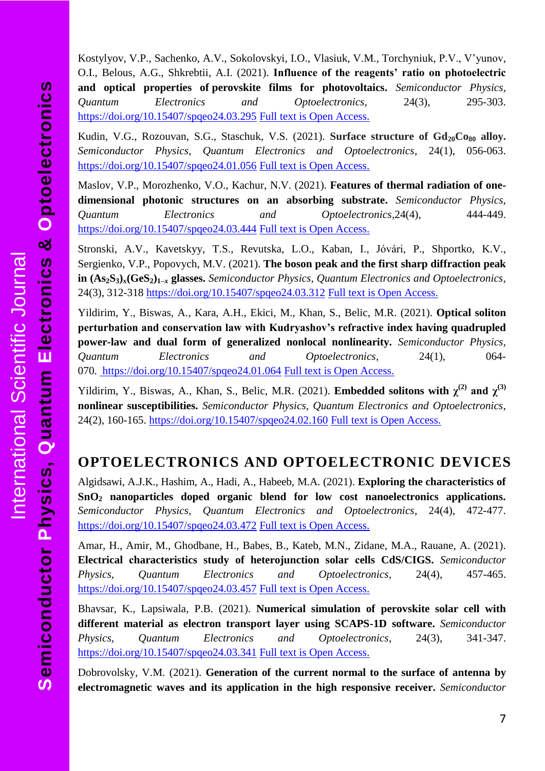Kostylyov, V.P., Sachenko, A.V., Sokolovskyi, I.O., Vlasiuk, V.M., Torchyniuk, P.V., V'yunov, O.I., Belous, A.G., Shkrebtii, A.I. (2021). **Influence of the reagents' ratio on photoelectric and optical properties of perovskite films for photovoltaics.** *Semiconductor Physics, Quantum Electronics and Optoelectronics,* 24(3), 295-303. https://doi.org/10.15407/spqeo24.03.295 Full text is Open Access.

Kudin, V.G., Rozouvan, S.G., Staschuk, V.S. (2021). **Surface structure of $Gd_{20}Co_{80}$ alloy.** *Semiconductor Physics, Quantum Electronics and Optoelectronics*, 24(1), 056-063. https://doi.org/10.15407/spqeo24.01.056 Full text is Open Access.

Maslov, V.P., Morozhenko, V.O., Kachur, N.V. (2021). **Features of thermal radiation of one-dimensional photonic structures on an absorbing substrate.** *Semiconductor Physics, Quantum Electronics and Optoelectronics,*24(4), 444-449. https://doi.org/10.15407/spqeo24.03.444 Full text is Open Access.

Stronski, A.V., Kavetskyy, T.S., Revutska, L.O., Kaban, I., Jóvári, P., Shportko, K.V., Sergienko, V.P., Popovych, M.V. (2021). **The boson peak and the first sharp diffraction peak in $(As_2S_3)_x(GeS_2)_{1-x}$ glasses.** *Semiconductor Physics, Quantum Electronics and Optoelectronics*, 24(3), 312-318 https://doi.org/10.15407/spqeo24.03.312 Full text is Open Access.

Yildirim, Y., Biswas, A., Kara, A.H., Ekici, M., Khan, S., Belic, M.R. (2021). **Optical soliton perturbation and conservation law with Kudryashov's refractive index having quadrupled power-law and dual form of generalized nonlocal nonlinearity.** *Semiconductor Physics, Quantum Electronics and Optoelectronics*, 24(1), 064-070. https://doi.org/10.15407/spqeo24.01.064 Full text is Open Access.

Yildirim, Y., Biswas, A., Khan, S., Belic, M.R. (2021). **Embedded solitons with $\chi^{(2)}$ and $\chi^{(3)}$ nonlinear susceptibilities.** *Semiconductor Physics, Quantum Electronics and Optoelectronics*, 24(2), 160-165. https://doi.org/10.15407/spqeo24.02.160 Full text is Open Access.

## OPTOELECTRONICS AND OPTOELECTRONIC DEVICES

Algidsawi, A.J.K., Hashim, A., Hadi, A., Habeeb, M.A. (2021). **Exploring the characteristics of $SnO_2$ nanoparticles doped organic blend for low cost nanoelectronics applications.** *Semiconductor Physics, Quantum Electronics and Optoelectronics*, 24(4), 472-477. https://doi.org/10.15407/spqeo24.03.472 Full text is Open Access.

Amar, H., Amir, M., Ghodbane, H., Babes, B., Kateb, M.N., Zidane, M.A., Rauane, A. (2021). **Electrical characteristics study of heterojunction solar cells CdS/CIGS.** *Semiconductor Physics, Quantum Electronics and Optoelectronics*, 24(4), 457-465. https://doi.org/10.15407/spqeo24.03.457 Full text is Open Access.

Bhavsar, K., Lapsiwala, P.B. (2021). **Numerical simulation of perovskite solar cell with different material as electron transport layer using SCAPS-1D software.** *Semiconductor Physics, Quantum Electronics and Optoelectronics*, 24(3), 341-347. https://doi.org/10.15407/spqeo24.03.341 Full text is Open Access.

Dobrovolsky, V.M. (2021). **Generation of the current normal to the surface of antenna by electromagnetic waves and its application in the high responsive receiver.** *Semiconductor*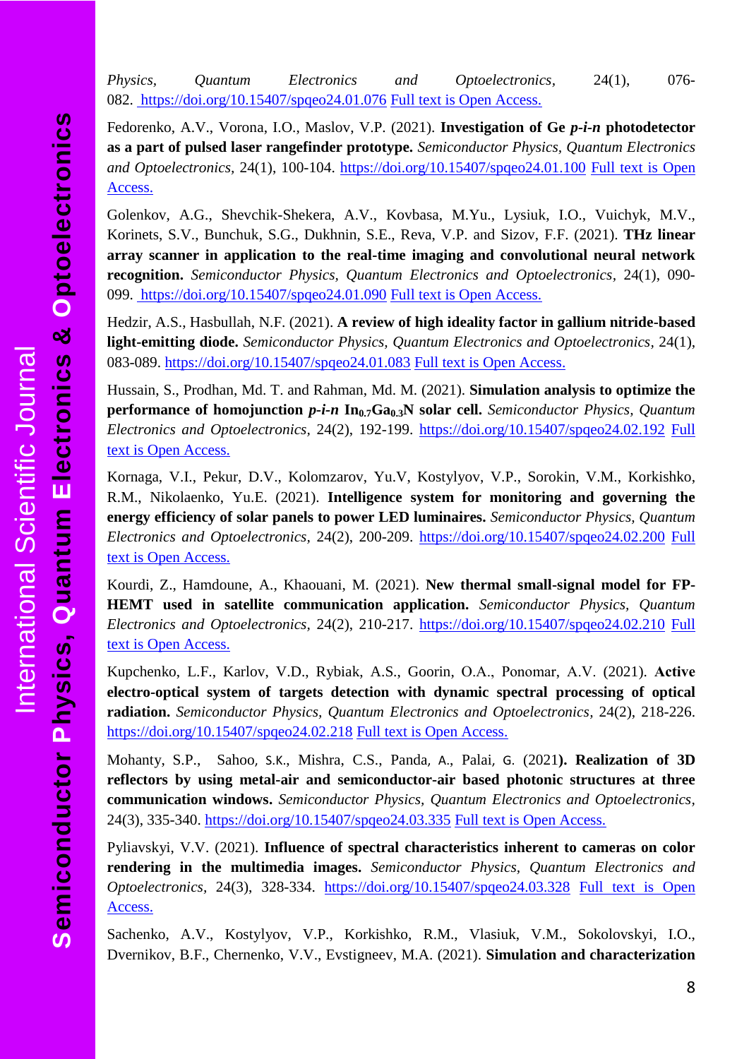*Physics, Quantum Electronics and Optoelectronics*, 24(1), 076-082. https://doi.org/10.15407/spqeo24.01.076 Full text is Open Access.

Fedorenko, A.V., Vorona, I.O., Maslov, V.P. (2021). **Investigation of Ge *p-i-n* photodetector as a part of pulsed laser rangefinder prototype.** *Semiconductor Physics, Quantum Electronics and Optoelectronics*, 24(1), 100-104. https://doi.org/10.15407/spqeo24.01.100 Full text is Open Access.

Golenkov, A.G., Shevchik-Shekera, A.V., Kovbasa, M.Yu., Lysiuk, I.O., Vuichyk, M.V., Korinets, S.V., Bunchuk, S.G., Dukhnin, S.E., Reva, V.P. and Sizov, F.F. (2021). **THz linear array scanner in application to the real-time imaging and convolutional neural network recognition.** *Semiconductor Physics, Quantum Electronics and Optoelectronics*, 24(1), 090-099. https://doi.org/10.15407/spqeo24.01.090 Full text is Open Access.

Hedzir, A.S., Hasbullah, N.F. (2021). **A review of high ideality factor in gallium nitride-based light-emitting diode.** *Semiconductor Physics, Quantum Electronics and Optoelectronics*, 24(1), 083-089. https://doi.org/10.15407/spqeo24.01.083 Full text is Open Access.

Hussain, S., Prodhan, Md. T. and Rahman, Md. M. (2021). **Simulation analysis to optimize the performance of homojunction *p-i-n* $In_{0.7}Ga_{0.3}N$ solar cell.** *Semiconductor Physics, Quantum Electronics and Optoelectronics*, 24(2), 192-199. https://doi.org/10.15407/spqeo24.02.192 Full text is Open Access.

Kornaga, V.I., Pekur, D.V., Kolomzarov, Yu.V, Kostylyov, V.P., Sorokin, V.M., Korkishko, R.M., Nikolaenko, Yu.E. (2021). **Intelligence system for monitoring and governing the energy efficiency of solar panels to power LED luminaires.** *Semiconductor Physics, Quantum Electronics and Optoelectronics*, 24(2), 200-209. https://doi.org/10.15407/spqeo24.02.200 Full text is Open Access.

Kourdi, Z., Hamdoune, A., Khaouani, M. (2021). **New thermal small-signal model for FP-HEMT used in satellite communication application.** *Semiconductor Physics, Quantum Electronics and Optoelectronics*, 24(2), 210-217. https://doi.org/10.15407/spqeo24.02.210 Full text is Open Access.

Kupchenko, L.F., Karlov, V.D., Rybiak, A.S., Goorin, O.A., Ponomar, A.V. (2021). **Active electro-optical system of targets detection with dynamic spectral processing of optical radiation.** *Semiconductor Physics, Quantum Electronics and Optoelectronics*, 24(2), 218-226. https://doi.org/10.15407/spqeo24.02.218 Full text is Open Access.

Mohanty, S.P., Sahoo, S.K., Mishra, C.S., Panda, A., Palai, G. (2021**). Realization of 3D reflectors by using metal-air and semiconductor-air based photonic structures at three communication windows.** *Semiconductor Physics, Quantum Electronics and Optoelectronics*, 24(3), 335-340. https://doi.org/10.15407/spqeo24.03.335 Full text is Open Access.

Pyliavskyi, V.V. (2021). **Influence of spectral characteristics inherent to cameras on color rendering in the multimedia images.** *Semiconductor Physics, Quantum Electronics and Optoelectronics*, 24(3), 328-334. https://doi.org/10.15407/spqeo24.03.328 Full text is Open Access.

Sachenko, A.V., Kostylyov, V.P., Korkishko, R.M., Vlasiuk, V.M., Sokolovskyi, I.O., Dvernikov, B.F., Chernenko, V.V., Evstigneev, M.A. (2021). **Simulation and characterization**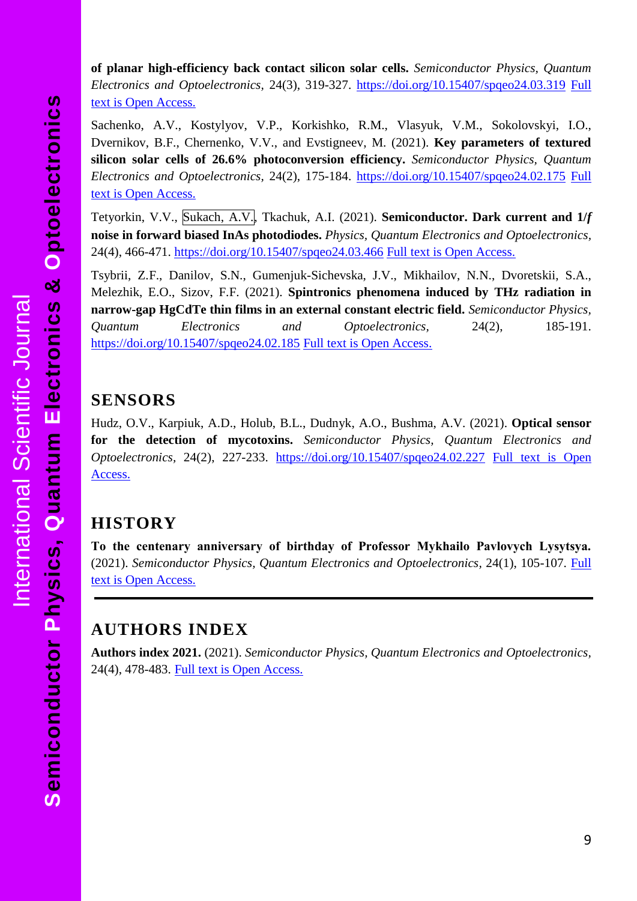**of planar high-efficiency back contact silicon solar cells.** *Semiconductor Physics, Quantum Electronics and Optoelectronics*, 24(3), 319-327. https://doi.org/10.15407/spqeo24.03.319 Full text is Open Access.

Sachenko, A.V., Kostylyov, V.P., Korkishko, R.M., Vlasyuk, V.M., Sokolovskyi, I.O., Dvernikov, B.F., Chernenko, V.V., and Evstigneev, M. (2021). **Key parameters of textured silicon solar cells of 26.6% photoconversion efficiency.** *Semiconductor Physics, Quantum Electronics and Optoelectronics*, 24(2), 175-184. https://doi.org/10.15407/spqeo24.02.175 Full text is Open Access.

Tetyorkin, V.V., Sukach, A.V., Tkachuk, A.I. (2021). **Semiconductor. Dark current and 1/*f* noise in forward biased InAs photodiodes.** *Physics, Quantum Electronics and Optoelectronics*, 24(4), 466-471. https://doi.org/10.15407/spqeo24.03.466 Full text is Open Access.

Tsybrii, Z.F., Danilov, S.N., Gumenjuk-Sichevska, J.V., Mikhailov, N.N., Dvoretskii, S.A., Melezhik, E.O., Sizov, F.F. (2021). **Spintronics phenomena induced by THz radiation in narrow-gap HgCdTe thin films in an external constant electric field.** *Semiconductor Physics, Quantum Electronics and Optoelectronics*, 24(2), 185-191. https://doi.org/10.15407/spqeo24.02.185 Full text is Open Access.

## SENSORS

Hudz, O.V., Karpiuk, A.D., Holub, B.L., Dudnyk, A.O., Bushma, A.V. (2021). **Optical sensor for the detection of mycotoxins.** *Semiconductor Physics, Quantum Electronics and Optoelectronics*, 24(2), 227-233. https://doi.org/10.15407/spqeo24.02.227 Full text is Open Access.

## HISTORY

**To the centenary anniversary of birthday of Professor Mykhailo Pavlovych Lysytsya.** (2021). *Semiconductor Physics, Quantum Electronics and Optoelectronics*, 24(1), 105-107. Full text is Open Access.

---

## AUTHORS INDEX

**Authors index 2021.** (2021). *Semiconductor Physics, Quantum Electronics and Optoelectronics*, 24(4), 478-483. Full text is Open Access.